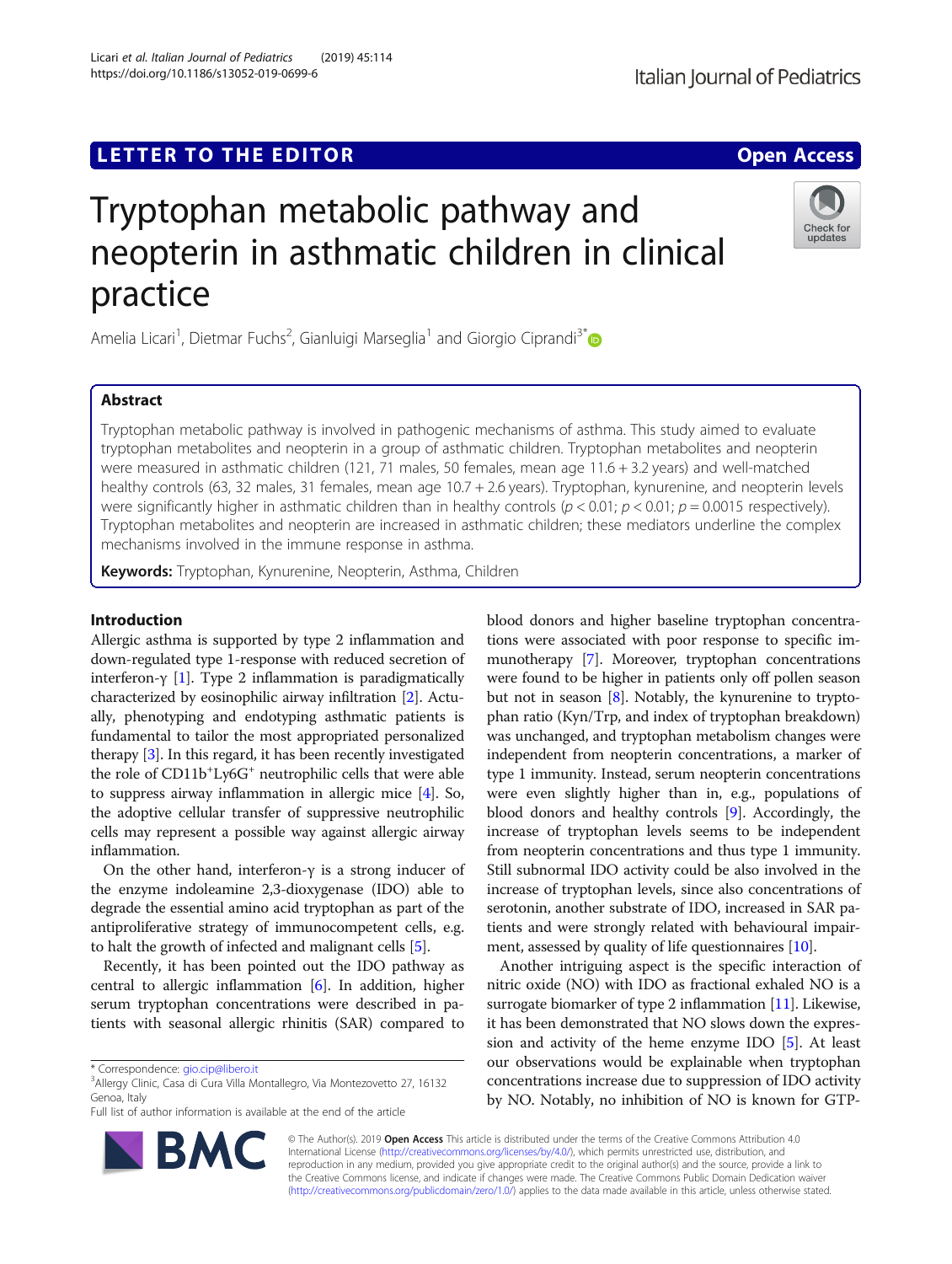LETTER TO THE EDITOR

Open Access

# Tryptophan metabolic pathway and neopterin in asthmatic children in clinical practice

Amelia Licari[1], Dietmar Fuchs[2], Gianluigi Marseglia[1] and Giorgio Ciprandi[3*]

## Abstract

Tryptophan metabolic pathway is involved in pathogenic mechanisms of asthma. This study aimed to evaluate tryptophan metabolites and neopterin in a group of asthmatic children. Tryptophan metabolites and neopterin were measured in asthmatic children (121, 71 males, 50 females, mean age 11.6 + 3.2 years) and well-matched healthy controls (63, 32 males, 31 females, mean age 10.7 + 2.6 years). Tryptophan, kynurenine, and neopterin levels were significantly higher in asthmatic children than in healthy controls ($p < 0.01$; $p < 0.01$; $p = 0.0015$ respectively). Tryptophan metabolites and neopterin are increased in asthmatic children; these mediators underline the complex mechanisms involved in the immune response in asthma.

**Keywords:** Tryptophan, Kynurenine, Neopterin, Asthma, Children

## Introduction

Allergic asthma is supported by type 2 inflammation and down-regulated type 1-response with reduced secretion of interferon-γ [1]. Type 2 inflammation is paradigmatically characterized by eosinophilic airway infiltration [2]. Actually, phenotyping and endotyping asthmatic patients is fundamental to tailor the most appropriated personalized therapy [3]. In this regard, it has been recently investigated the role of CD11b$^{+}$Ly6G$^{+}$ neutrophilic cells that were able to suppress airway inflammation in allergic mice [4]. So, the adoptive cellular transfer of suppressive neutrophilic cells may represent a possible way against allergic airway inflammation.

On the other hand, interferon-γ is a strong inducer of the enzyme indoleamine 2,3-dioxygenase (IDO) able to degrade the essential amino acid tryptophan as part of the antiproliferative strategy of immunocompetent cells, e.g. to halt the growth of infected and malignant cells [5].

Recently, it has been pointed out the IDO pathway as central to allergic inflammation [6]. In addition, higher serum tryptophan concentrations were described in patients with seasonal allergic rhinitis (SAR) compared to blood donors and higher baseline tryptophan concentrations were associated with poor response to specific immunotherapy [7]. Moreover, tryptophan concentrations were found to be higher in patients only off pollen season but not in season [8]. Notably, the kynurenine to tryptophan ratio (Kyn/Trp, and index of tryptophan breakdown) was unchanged, and tryptophan metabolism changes were independent from neopterin concentrations, a marker of type 1 immunity. Instead, serum neopterin concentrations were even slightly higher than in, e.g., populations of blood donors and healthy controls [9]. Accordingly, the increase of tryptophan levels seems to be independent from neopterin concentrations and thus type 1 immunity. Still subnormal IDO activity could be also involved in the increase of tryptophan levels, since also concentrations of serotonin, another substrate of IDO, increased in SAR patients and were strongly related with behavioural impairment, assessed by quality of life questionnaires [10].

Another intriguing aspect is the specific interaction of nitric oxide (NO) with IDO as fractional exhaled NO is a surrogate biomarker of type 2 inflammation [11]. Likewise, it has been demonstrated that NO slows down the expression and activity of the heme enzyme IDO [5]. At least our observations would be explainable when tryptophan concentrations increase due to suppression of IDO activity by NO. Notably, no inhibition of NO is known for GTP-

\* Correspondence: gio.cip@libero.it
[3]Allergy Clinic, Casa di Cura Villa Montallegro, Via Montezovetto 27, 16132 Genoa, Italy
Full list of author information is available at the end of the article

© The Author(s). 2019 **Open Access** This article is distributed under the terms of the Creative Commons Attribution 4.0 International License (http://creativecommons.org/licenses/by/4.0/), which permits unrestricted use, distribution, and reproduction in any medium, provided you give appropriate credit to the original author(s) and the source, provide a link to the Creative Commons license, and indicate if changes were made. The Creative Commons Public Domain Dedication waiver (http://creativecommons.org/publicdomain/zero/1.0/) applies to the data made available in this article, unless otherwise stated.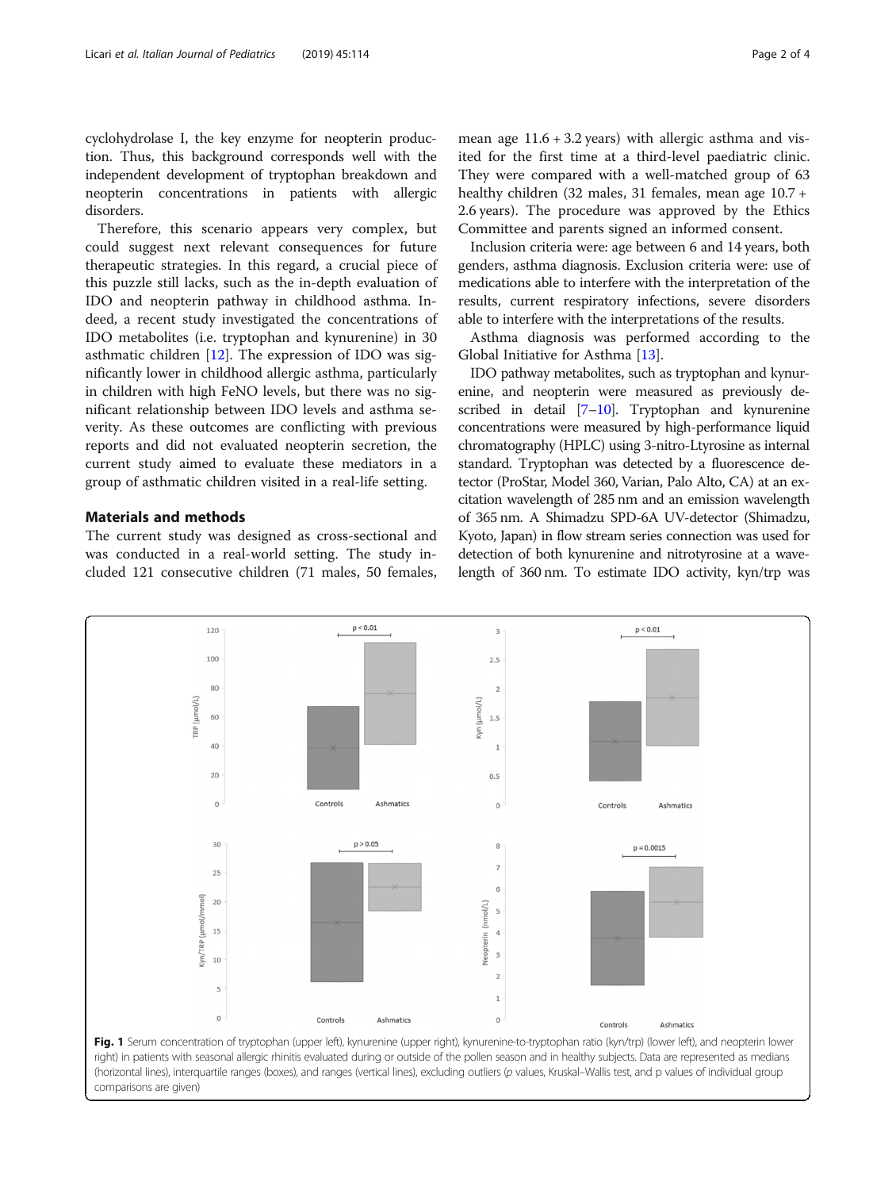cyclohydrolase I, the key enzyme for neopterin production. Thus, this background corresponds well with the independent development of tryptophan breakdown and neopterin concentrations in patients with allergic disorders.

Therefore, this scenario appears very complex, but could suggest next relevant consequences for future therapeutic strategies. In this regard, a crucial piece of this puzzle still lacks, such as the in-depth evaluation of IDO and neopterin pathway in childhood asthma. Indeed, a recent study investigated the concentrations of IDO metabolites (i.e. tryptophan and kynurenine) in 30 asthmatic children [12]. The expression of IDO was significantly lower in childhood allergic asthma, particularly in children with high FeNO levels, but there was no significant relationship between IDO levels and asthma severity. As these outcomes are conflicting with previous reports and did not evaluated neopterin secretion, the current study aimed to evaluate these mediators in a group of asthmatic children visited in a real-life setting.

## Materials and methods

The current study was designed as cross-sectional and was conducted in a real-world setting. The study included 121 consecutive children (71 males, 50 females, mean age 11.6 + 3.2 years) with allergic asthma and visited for the first time at a third-level paediatric clinic. They were compared with a well-matched group of 63 healthy children (32 males, 31 females, mean age 10.7 + 2.6 years). The procedure was approved by the Ethics Committee and parents signed an informed consent.

Inclusion criteria were: age between 6 and 14 years, both genders, asthma diagnosis. Exclusion criteria were: use of medications able to interfere with the interpretation of the results, current respiratory infections, severe disorders able to interfere with the interpretations of the results.

Asthma diagnosis was performed according to the Global Initiative for Asthma [13].

IDO pathway metabolites, such as tryptophan and kynurenine, and neopterin were measured as previously described in detail [7–10]. Tryptophan and kynurenine concentrations were measured by high-performance liquid chromatography (HPLC) using 3-nitro-Ltyrosine as internal standard. Tryptophan was detected by a fluorescence detector (ProStar, Model 360, Varian, Palo Alto, CA) at an excitation wavelength of 285 nm and an emission wavelength of 365 nm. A Shimadzu SPD-6A UV-detector (Shimadzu, Kyoto, Japan) in flow stream series connection was used for detection of both kynurenine and nitrotyrosine at a wavelength of 360 nm. To estimate IDO activity, kyn/trp was

**Fig. 1** Serum concentration of tryptophan (upper left), kynurenine (upper right), kynurenine-to-tryptophan ratio (kyn/trp) (lower left), and neopterin lower right) in patients with seasonal allergic rhinitis evaluated during or outside of the pollen season and in healthy subjects. Data are represented as medians (horizontal lines), interquartile ranges (boxes), and ranges (vertical lines), excluding outliers ($p$ values, Kruskal–Wallis test, and p values of individual group comparisons are given)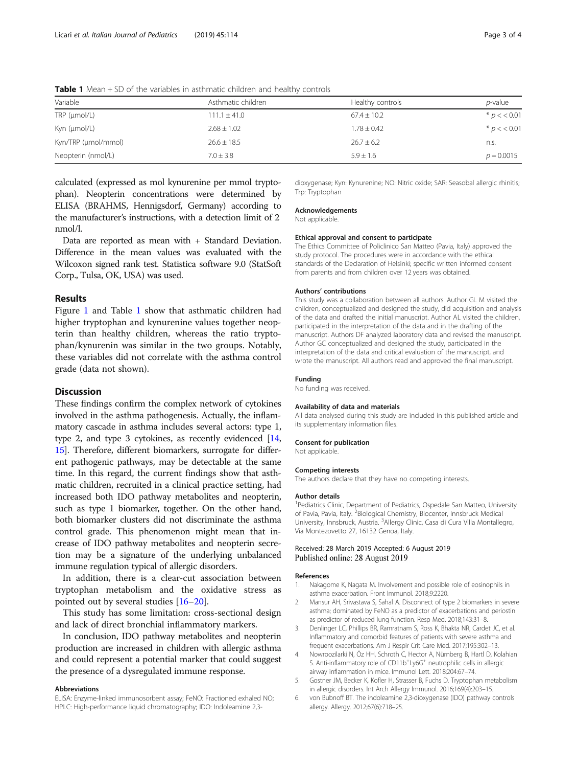**Table 1** Mean + SD of the variables in asthmatic children and healthy controls

| Variable | Asthmatic children | Healthy controls | *p*-value |
|---|---|---|---|
| TRP (μmol/L) | 111.1 ± 41.0 | 67.4 ± 10.2 | * $p << 0.01$ |
| Kyn (μmol/L) | 2.68 ± 1.02 | 1.78 ± 0.42 | * $p << 0.01$ |
| Kyn/TRP (μmol/mmol) | 26.6 ± 18.5 | 26.7 ± 6.2 | n.s. |
| Neopterin (nmol/L) | 7.0 ± 3.8 | 5.9 ± 1.6 | $p = 0.0015$ |

calculated (expressed as mol kynurenine per mmol tryptophan). Neopterin concentrations were determined by ELISA (BRAHMS, Hennigsdorf, Germany) according to the manufacturer's instructions, with a detection limit of 2 nmol/l.

Data are reported as mean with + Standard Deviation. Difference in the mean values was evaluated with the Wilcoxon signed rank test. Statistica software 9.0 (StatSoft Corp., Tulsa, OK, USA) was used.

## Results

Figure 1 and Table 1 show that asthmatic children had higher tryptophan and kynurenine values together neopterin than healthy children, whereas the ratio tryptophan/kynurenin was similar in the two groups. Notably, these variables did not correlate with the asthma control grade (data not shown).

## Discussion

These findings confirm the complex network of cytokines involved in the asthma pathogenesis. Actually, the inflammatory cascade in asthma includes several actors: type 1, type 2, and type 3 cytokines, as recently evidenced [14, 15]. Therefore, different biomarkers, surrogate for different pathogenic pathways, may be detectable at the same time. In this regard, the current findings show that asthmatic children, recruited in a clinical practice setting, had increased both IDO pathway metabolites and neopterin, such as type 1 biomarker, together. On the other hand, both biomarker clusters did not discriminate the asthma control grade. This phenomenon might mean that increase of IDO pathway metabolites and neopterin secretion may be a signature of the underlying unbalanced immune regulation typical of allergic disorders.

In addition, there is a clear-cut association between tryptophan metabolism and the oxidative stress as pointed out by several studies [16–20].

This study has some limitation: cross-sectional design and lack of direct bronchial inflammatory markers.

In conclusion, IDO pathway metabolites and neopterin production are increased in children with allergic asthma and could represent a potential marker that could suggest the presence of a dysregulated immune response.

### Abbreviations

ELISA: Enzyme-linked immunosorbent assay; FeNO: Fractioned exhaled NO; HPLC: High-performance liquid chromatography; IDO: Indoleamine 2,3-dioxygenase; Kyn: Kynurenine; NO: Nitric oxide; SAR: Seasobal allergic rhinitis; Trp: Tryptophan

### Acknowledgements

Not applicable.

### Ethical approval and consent to participate

The Ethics Committee of Policlinico San Matteo (Pavia, Italy) approved the study protocol. The procedures were in accordance with the ethical standards of the Declaration of Helsinki; specific written informed consent from parents and from children over 12 years was obtained.

### Authors' contributions

This study was a collaboration between all authors. Author GL M visited the children, conceptualized and designed the study, did acquisition and analysis of the data and drafted the initial manuscript. Author AL visited the children, participated in the interpretation of the data and in the drafting of the manuscript. Authors DF analyzed laboratory data and revised the manuscript. Author GC conceptualized and designed the study, participated in the interpretation of the data and critical evaluation of the manuscript, and wrote the manuscript. All authors read and approved the final manuscript.

### Funding

No funding was received.

### Availability of data and materials

All data analysed during this study are included in this published article and its supplementary information files.

### Consent for publication

Not applicable.

### Competing interests

The authors declare that they have no competing interests.

### Author details

[1]Pediatrics Clinic, Department of Pediatrics, Ospedale San Matteo, University of Pavia, Pavia, Italy. [2]Biological Chemistry, Biocenter, Innsbruck Medical University, Innsbruck, Austria. [3]Allergy Clinic, Casa di Cura Villa Montallegro, Via Montezovetto 27, 16132 Genoa, Italy.

Received: 28 March 2019 Accepted: 6 August 2019
Published online: 28 August 2019

### References

1. Nakagome K, Nagata M. Involvement and possible role of eosinophils in asthma exacerbation. Front Immunol. 2018;9:2220.
2. Mansur AH, Srivastava S, Sahal A. Disconnect of type 2 biomarkers in severe asthma; dominated by FeNO as a predictor of exacerbations and periostin as predictor of reduced lung function. Resp Med. 2018;143:31–8.
3. Denlinger LC, Phillips BR, Ramratnam S, Ross K, Bhakta NR, Cardet JC, et al. Inflammatory and comorbid features of patients with severe asthma and frequent exacerbations. Am J Respir Crit Care Med. 2017;195:302–13.
4. Nowroozilarki N, Öz HH, Schroth C, Hector A, Nürnberg B, Hartl D, Kolahian S. Anti-inflammatory role of CD11b+Ly6G+ neutrophilic cells in allergic airway inflammation in mice. Immunol Lett. 2018;204:67–74.
5. Gostner JM, Becker K, Kofler H, Strasser B, Fuchs D. Tryptophan metabolism in allergic disorders. Int Arch Allergy Immunol. 2016;169(4):203–15.
6. von Bubnoff BT. The indoleamine 2,3-dioxygenase (IDO) pathway controls allergy. Allergy. 2012;67(6):718–25.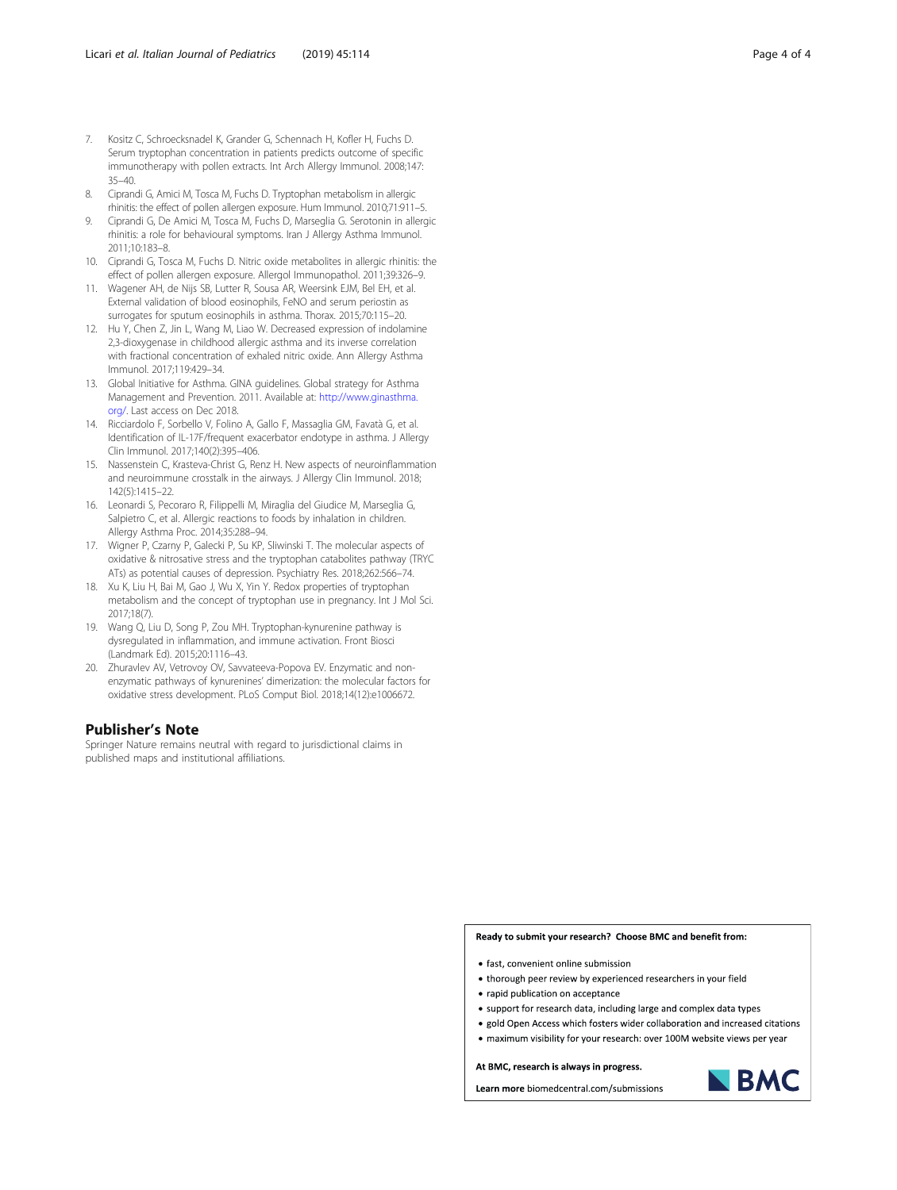7. Kositz C, Schroecksnadel K, Grander G, Schennach H, Kofler H, Fuchs D. Serum tryptophan concentration in patients predicts outcome of specific immunotherapy with pollen extracts. Int Arch Allergy Immunol. 2008;147:35–40.
8. Ciprandi G, Amici M, Tosca M, Fuchs D. Tryptophan metabolism in allergic rhinitis: the effect of pollen allergen exposure. Hum Immunol. 2010;71:911–5.
9. Ciprandi G, De Amici M, Tosca M, Fuchs D, Marseglia G. Serotonin in allergic rhinitis: a role for behavioural symptoms. Iran J Allergy Asthma Immunol. 2011;10:183–8.
10. Ciprandi G, Tosca M, Fuchs D. Nitric oxide metabolites in allergic rhinitis: the effect of pollen allergen exposure. Allergol Immunopathol. 2011;39:326–9.
11. Wagener AH, de Nijs SB, Lutter R, Sousa AR, Weersink EJM, Bel EH, et al. External validation of blood eosinophils, FeNO and serum periostin as surrogates for sputum eosinophils in asthma. Thorax. 2015;70:115–20.
12. Hu Y, Chen Z, Jin L, Wang M, Liao W. Decreased expression of indolamine 2,3-dioxygenase in childhood allergic asthma and its inverse correlation with fractional concentration of exhaled nitric oxide. Ann Allergy Asthma Immunol. 2017;119:429–34.
13. Global Initiative for Asthma. GINA guidelines. Global strategy for Asthma Management and Prevention. 2011. Available at: http://www.ginasthma.org/. Last access on Dec 2018.
14. Ricciardolo F, Sorbello V, Folino A, Gallo F, Massaglia GM, Favatà G, et al. Identification of IL-17F/frequent exacerbator endotype in asthma. J Allergy Clin Immunol. 2017;140(2):395–406.
15. Nassenstein C, Krasteva-Christ G, Renz H. New aspects of neuroinflammation and neuroimmune crosstalk in the airways. J Allergy Clin Immunol. 2018;142(5):1415–22.
16. Leonardi S, Pecoraro R, Filippelli M, Miraglia del Giudice M, Marseglia G, Salpietro C, et al. Allergic reactions to foods by inhalation in children. Allergy Asthma Proc. 2014;35:288–94.
17. Wigner P, Czarny P, Galecki P, Su KP, Sliwinski T. The molecular aspects of oxidative & nitrosative stress and the tryptophan catabolites pathway (TRYCATs) as potential causes of depression. Psychiatry Res. 2018;262:566–74.
18. Xu K, Liu H, Bai M, Gao J, Wu X, Yin Y. Redox properties of tryptophan metabolism and the concept of tryptophan use in pregnancy. Int J Mol Sci. 2017;18(7).
19. Wang Q, Liu D, Song P, Zou MH. Tryptophan-kynurenine pathway is dysregulated in inflammation, and immune activation. Front Biosci (Landmark Ed). 2015;20:1116–43.
20. Zhuravlev AV, Vetrovoy OV, Savvateeva-Popova EV. Enzymatic and non-enzymatic pathways of kynurenines' dimerization: the molecular factors for oxidative stress development. PLoS Comput Biol. 2018;14(12):e1006672.

## Publisher's Note

Springer Nature remains neutral with regard to jurisdictional claims in published maps and institutional affiliations.

**Ready to submit your research? Choose BMC and benefit from:**

- fast, convenient online submission
- thorough peer review by experienced researchers in your field
- rapid publication on acceptance
- support for research data, including large and complex data types
- gold Open Access which fosters wider collaboration and increased citations
- maximum visibility for your research: over 100M website views per year

**At BMC, research is always in progress.**

**Learn more** biomedcentral.com/submissions

BMC